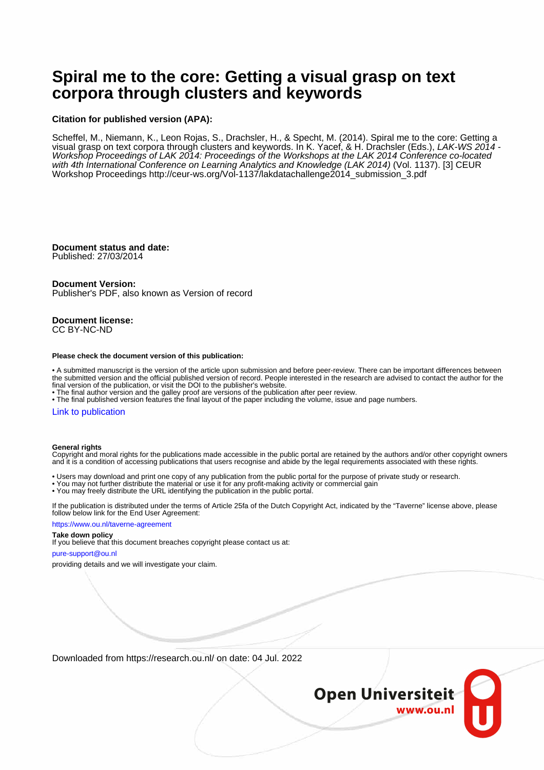# Spiral me to the core: Getting a visual grasp on text corpora through clusters and keywords

**Citation for published version (APA):**

Scheffel, M., Niemann, K., Leon Rojas, S., Drachsler, H., & Specht, M. (2014). Spiral me to the core: Getting a visual grasp on text corpora through clusters and keywords. In K. Yacef, & H. Drachsler (Eds.), *LAK-WS 2014 - Workshop Proceedings of LAK 2014: Proceedings of the Workshops at the LAK 2014 Conference co-located with 4th International Conference on Learning Analytics and Knowledge (LAK 2014)* (Vol. 1137). [3] CEUR Workshop Proceedings http://ceur-ws.org/Vol-1137/lakdatachallenge2014_submission_3.pdf

**Document status and date:**
Published: 27/03/2014

**Document Version:**
Publisher's PDF, also known as Version of record

**Document license:**
CC BY-NC-ND

**Please check the document version of this publication:**

• A submitted manuscript is the version of the article upon submission and before peer-review. There can be important differences between the submitted version and the official published version of record. People interested in the research are advised to contact the author for the final version of the publication, or visit the DOI to the publisher's website.
• The final author version and the galley proof are versions of the publication after peer review.
• The final published version features the final layout of the paper including the volume, issue and page numbers.

Link to publication

**General rights**
Copyright and moral rights for the publications made accessible in the public portal are retained by the authors and/or other copyright owners and it is a condition of accessing publications that users recognise and abide by the legal requirements associated with these rights.

• Users may download and print one copy of any publication from the public portal for the purpose of private study or research.
• You may not further distribute the material or use it for any profit-making activity or commercial gain
• You may freely distribute the URL identifying the publication in the public portal.

If the publication is distributed under the terms of Article 25fa of the Dutch Copyright Act, indicated by the "Taverne" license above, please follow below link for the End User Agreement:

https://www.ou.nl/taverne-agreement

**Take down policy**
If you believe that this document breaches copyright please contact us at:

pure-support@ou.nl

providing details and we will investigate your claim.

Downloaded from https://research.ou.nl/ on date: 04 Jul. 2022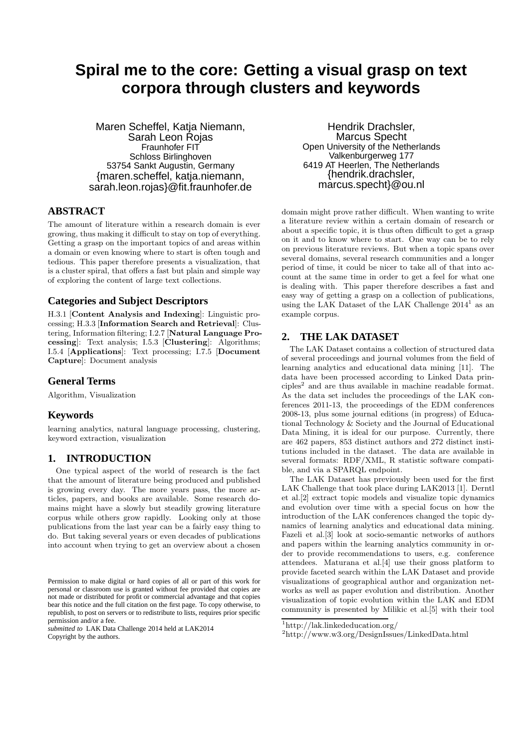# Spiral me to the core: Getting a visual grasp on text corpora through clusters and keywords

Maren Scheffel, Katja Niemann, Sarah Leon Rojas
Fraunhofer FIT
Schloss Birlinghoven
53754 Sankt Augustin, Germany
{maren.scheffel, katja.niemann, sarah.leon.rojas}@fit.fraunhofer.de

Hendrik Drachsler, Marcus Specht
Open University of the Netherlands
Valkenburgerweg 177
6419 AT Heerlen, The Netherlands
{hendrik.drachsler, marcus.specht}@ou.nl

## ABSTRACT

The amount of literature within a research domain is ever growing, thus making it difficult to stay on top of everything. Getting a grasp on the important topics of and areas within a domain or even knowing where to start is often tough and tedious. This paper therefore presents a visualization, that is a cluster spiral, that offers a fast but plain and simple way of exploring the content of large text collections.

## Categories and Subject Descriptors

H.3.1 [**Content Analysis and Indexing**]: Linguistic processing; H.3.3 [**Information Search and Retrieval**]: Clustering, Information filtering; I.2.7 [**Natural Language Processing**]: Text analysis; I.5.3 [**Clustering**]: Algorithms; I.5.4 [**Applications**]: Text processing; I.7.5 [**Document Capture**]: Document analysis

## General Terms

Algorithm, Visualization

## Keywords

learning analytics, natural language processing, clustering, keyword extraction, visualization

## 1. INTRODUCTION

One typical aspect of the world of research is the fact that the amount of literature being produced and published is growing every day. The more years pass, the more articles, papers, and books are available. Some research domains might have a slowly but steadily growing literature corpus while others grow rapidly. Looking only at those publications from the last year can be a fairly easy thing to do. But taking several years or even decades of publications into account when trying to get an overview about a chosen domain might prove rather difficult. When wanting to write a literature review within a certain domain of research or about a specific topic, it is thus often difficult to get a grasp on it and to know where to start. One way can be to rely on previous literature reviews. But when a topic spans over several domains, several research communities and a longer period of time, it could be nicer to take all of that into account at the same time in order to get a feel for what one is dealing with. This paper therefore describes a fast and easy way of getting a grasp on a collection of publications, using the LAK Dataset of the LAK Challenge 2014[1] as an example corpus.

## 2. THE LAK DATASET

The LAK Dataset contains a collection of structured data of several proceedings and journal volumes from the field of learning analytics and educational data mining [11]. The data have been processed according to Linked Data principles[2] and are thus available in machine readable format. As the data set includes the proceedings of the LAK conferences 2011-13, the proceedings of the EDM conferences 2008-13, plus some journal editions (in progress) of Educational Technology & Society and the Journal of Educational Data Mining, it is ideal for our purpose. Currently, there are 462 papers, 853 distinct authors and 272 distinct institutions included in the dataset. The data are available in several formats: RDF/XML, R statistic software compatible, and via a SPARQL endpoint.

The LAK Dataset has previously been used for the first LAK Challenge that took place during LAK2013 [1]. Derntl et al.[2] extract topic models and visualize topic dynamics and evolution over time with a special focus on how the introduction of the LAK conferences changed the topic dynamics of learning analytics and educational data mining. Fazeli et al.[3] look at socio-semantic networks of authors and papers within the learning analytics community in order to provide recommendations to users, e.g. conference attendees. Maturana et al.[4] use their gnoss platform to provide faceted search within the LAK Dataset and provide visualizations of geographical author and organization networks as well as paper evolution and distribution. Another visualization of topic evolution within the LAK and EDM community is presented by Milikic et al.[5] with their tool

[1]http://lak.linkededucation.org/

[2]http://www.w3.org/DesignIssues/LinkedData.html

Permission to make digital or hard copies of all or part of this work for personal or classroom use is granted without fee provided that copies are not made or distributed for profit or commercial advantage and that copies bear this notice and the full citation on the first page. To copy otherwise, to republish, to post on servers or to redistribute to lists, requires prior specific permission and/or a fee.
*submitted to* LAK Data Challenge 2014 held at LAK2014
Copyright by the authors.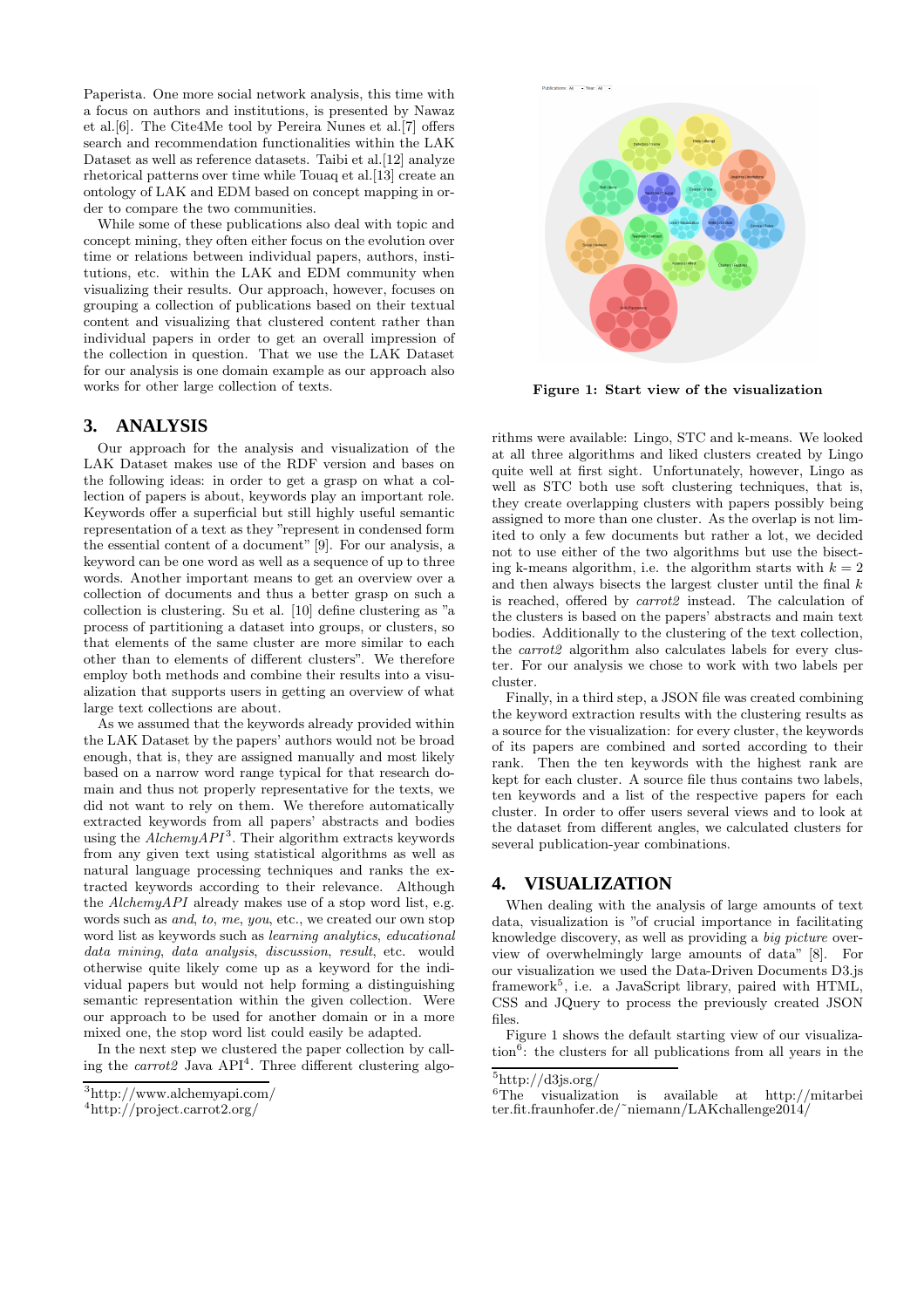Paperista. One more social network analysis, this time with a focus on authors and institutions, is presented by Nawaz et al.[6]. The Cite4Me tool by Pereira Nunes et al.[7] offers search and recommendation functionalities within the LAK Dataset as well as reference datasets. Taibi et al.[12] analyze rhetorical patterns over time while Touaq et al.[13] create an ontology of LAK and EDM based on concept mapping in order to compare the two communities.

While some of these publications also deal with topic and concept mining, they often either focus on the evolution over time or relations between individual papers, authors, institutions, etc. within the LAK and EDM community when visualizing their results. Our approach, however, focuses on grouping a collection of publications based on their textual content and visualizing that clustered content rather than individual papers in order to get an overall impression of the collection in question. That we use the LAK Dataset for our analysis is one domain example as our approach also works for other large collection of texts.

## 3. ANALYSIS

Our approach for the analysis and visualization of the LAK Dataset makes use of the RDF version and bases on the following ideas: in order to get a grasp on what a collection of papers is about, keywords play an important role. Keywords offer a superficial but still highly useful semantic representation of a text as they "represent in condensed form the essential content of a document" [9]. For our analysis, a keyword can be one word as well as a sequence of up to three words. Another important means to get an overview over a collection of documents and thus a better grasp on such a collection is clustering. Su et al. [10] define clustering as "a process of partitioning a dataset into groups, or clusters, so that elements of the same cluster are more similar to each other than to elements of different clusters". We therefore employ both methods and combine their results into a visualization that supports users in getting an overview of what large text collections are about.

As we assumed that the keywords already provided within the LAK Dataset by the papers' authors would not be broad enough, that is, they are assigned manually and most likely based on a narrow word range typical for that research domain and thus not properly representative for the texts, we did not want to rely on them. We therefore automatically extracted keywords from all papers' abstracts and bodies using the *AlchemyAPI*[3]. Their algorithm extracts keywords from any given text using statistical algorithms as well as natural language processing techniques and ranks the extracted keywords according to their relevance. Although the *AlchemyAPI* already makes use of a stop word list, e.g. words such as *and*, *to*, *me*, *you*, etc., we created our own stop word list as keywords such as *learning analytics*, *educational data mining*, *data analysis*, *discussion*, *result*, etc. would otherwise quite likely come up as a keyword for the individual papers but would not help forming a distinguishing semantic representation within the given collection. Were our approach to be used for another domain or in a more mixed one, the stop word list could easily be adapted.

In the next step we clustered the paper collection by calling the *carrot2* Java API[4]. Three different clustering algorithms were available: Lingo, STC and k-means. We looked at all three algorithms and liked clusters created by Lingo quite well at first sight. Unfortunately, however, Lingo as well as STC both use soft clustering techniques, that is, they create overlapping clusters with papers possibly being assigned to more than one cluster. As the overlap is not limited to only a few documents but rather a lot, we decided not to use either of the two algorithms but use the bisecting k-means algorithm, i.e. the algorithm starts with $k = 2$ and then always bisects the largest cluster until the final $k$ is reached, offered by *carrot2* instead. The calculation of the clusters is based on the papers' abstracts and main text bodies. Additionally to the clustering of the text collection, the *carrot2* algorithm also calculates labels for every cluster. For our analysis we chose to work with two labels per cluster.

Finally, in a third step, a JSON file was created combining the keyword extraction results with the clustering results as a source for the visualization: for every cluster, the keywords of its papers are combined and sorted according to their rank. Then the ten keywords with the highest rank are kept for each cluster. A source file thus contains two labels, ten keywords and a list of the respective papers for each cluster. In order to offer users several views and to look at the dataset from different angles, we calculated clusters for several publication-year combinations.

[3]http://www.alchemyapi.com/

[4]http://project.carrot2.org/

**Figure 1: Start view of the visualization**

## 4. VISUALIZATION

When dealing with the analysis of large amounts of text data, visualization is "of crucial importance in facilitating knowledge discovery, as well as providing a *big picture* overview of overwhelmingly large amounts of data" [8]. For our visualization we used the Data-Driven Documents D3.js framework[5], i.e. a JavaScript library, paired with HTML, CSS and JQuery to process the previously created JSON files.

Figure 1 shows the default starting view of our visualization[6]: the clusters for all publications from all years in the

[5]http://d3js.org/

[6]The visualization is available at http://mitarbeiter.fit.fraunhofer.de/~niemann/LAKchallenge2014/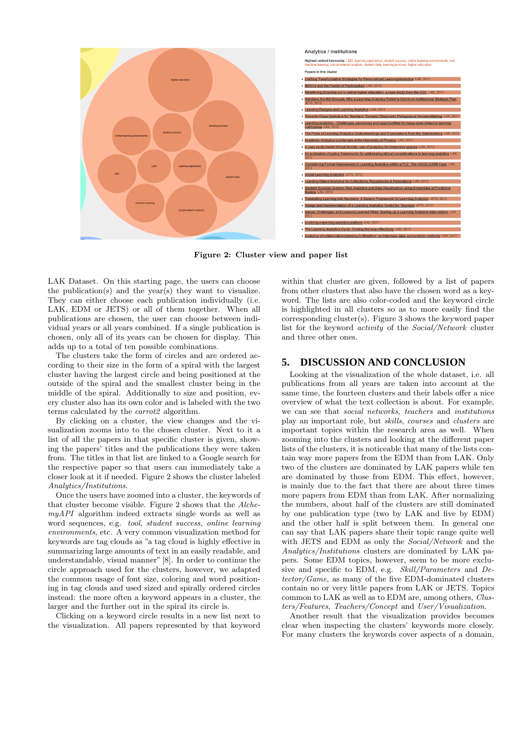**Figure 2: Cluster view and paper list**

LAK Dataset. On this starting page, the users can choose the publication(s) and the year(s) they want to visualize. They can either choose each publication individually (i.e. LAK, EDM or JETS) or all of them together. When all publications are chosen, the user can choose between individual years or all years combined. If a single publication is chosen, only all of its years can be chosen for display. This adds up to a total of ten possible combinations.

The clusters take the form of circles and are ordered according to their size in the form of a spiral with the largest cluster having the largest circle and being positioned at the outside of the spiral and the smallest cluster being in the middle of the spiral. Additionally to size and position, every cluster also has its own color and is labeled with the two terms calculated by the *carrot2* algorithm.

By clicking on a cluster, the view changes and the visualization zooms into to the chosen cluster. Next to it a list of all the papers in that specific cluster is given, showing the papers' titles and the publications they were taken from. The titles in that list are linked to a Google search for the respective paper so that users can immediately take a closer look at it if needed. Figure 2 shows the cluster labeled *Analytics/Institutions*.

Once the users have zoomed into a cluster, the keywords of that cluster become visible. Figure 2 shows that the *AlchemyAPI* algorithm indeed extracts single words as well as word sequences, e.g. *tool*, *student success*, *online learning environments*, etc. A very common visualization method for keywords are tag clouds as "a tag cloud is highly effective in summarizing large amounts of text in an easily readable, and understandable, visual manner" [8]. In order to continue the circle approach used for the clusters, however, we adapted the common usage of font size, coloring and word positioning in tag clouds and used sized and spirally ordered circles instead: the more often a keyword appears in a cluster, the larger and the further out in the spiral its circle is.

Clicking on a keyword circle results in a new list next to the visualization. All papers represented by that keyword within that cluster are given, followed by a list of papers from other clusters that also have the chosen word as a keyword. The lists are also color-coded and the keyword circle is highlighted in all clusters so as to more easily find the corresponding cluster(s). Figure 3 shows the keyword paper list for the keyword *activity* of the *Social/Network* cluster and three other ones.

## 5. DISCUSSION AND CONCLUSION

Looking at the visualization of the whole dataset, i.e. all publications from all years are taken into account at the same time, the fourteen clusters and their labels offer a nice overview of what the text collection is about. For example, we can see that *social networks*, *teachers* and *institutions* play an important role, but *skills*, *courses* and *clusters* are important topics within the research area as well. When zooming into the clusters and looking at the different paper lists of the clusters, it is noticeable that many of the lists contain way more papers from the EDM than from LAK. Only two of the clusters are dominated by LAK papers while ten are dominated by those from EDM. This effect, however, is mainly due to the fact that there are about three times more papers from EDM than from LAK. After normalizing the numbers, about half of the clusters are still dominated by one publication type (two by LAK and five by EDM) and the other half is split between them. In general one can say that LAK papers share their topic range quite well with JETS and EDM as only the *Social/Network* and the *Analytics/Institutions* clusters are dominated by LAK papers. Some EDM topics, however, seem to be more exclusive and specific to EDM, e.g. *Skill/Parameters* and *Detector/Game*, as many of the five EDM-dominated clusters contain no or very little papers from LAK or JETS. Topics common to LAK as well as to EDM are, among others, *Clusters/Features*, *Teachers/Concept* and *User/Visualization*.

Another result that the visualization provides becomes clear when inspecting the clusters' keywords more closely. For many clusters the keywords cover aspects of a domain,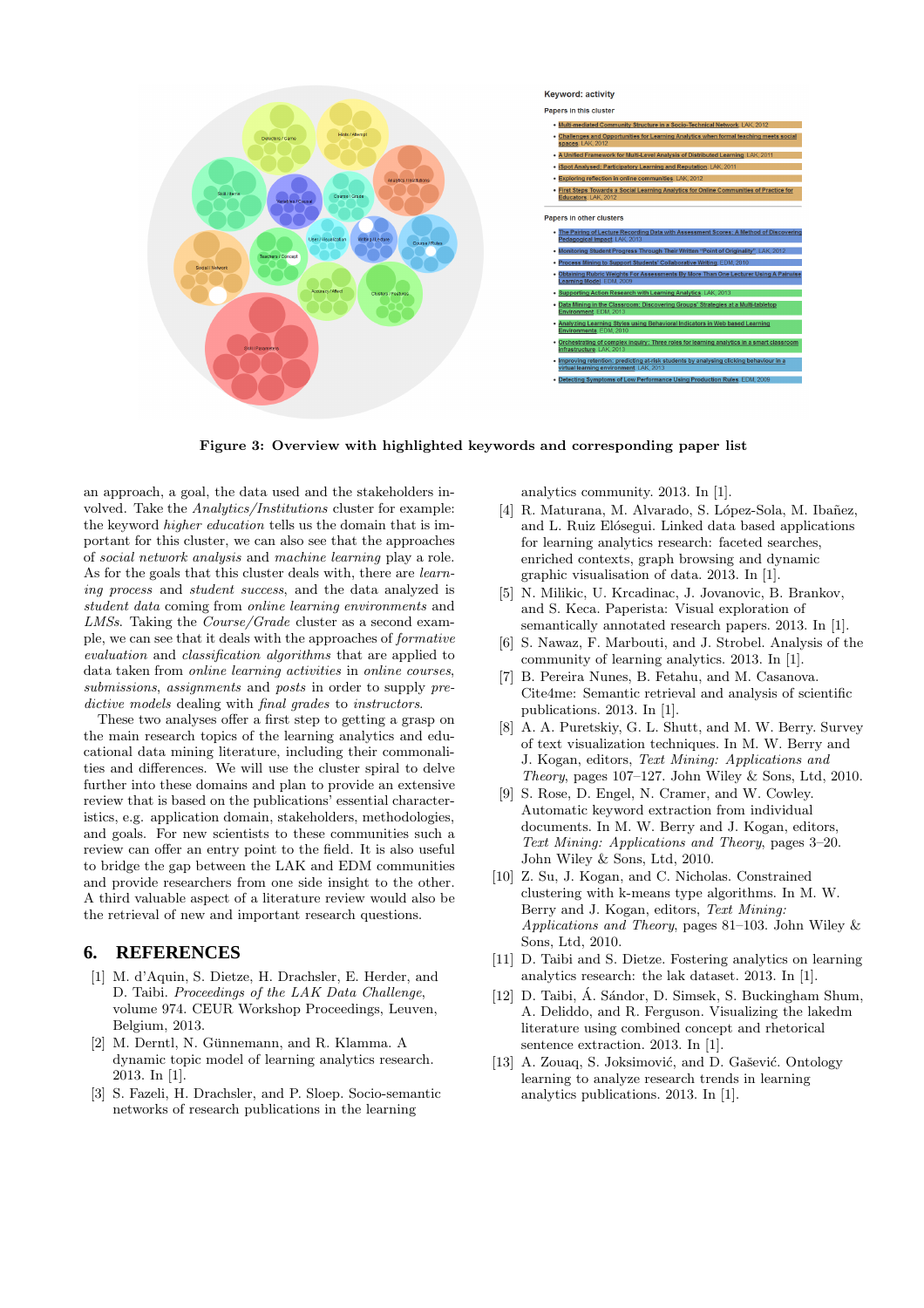Keyword: activity

Papers in this cluster

- Multi-mediated Community Structure in a Socio-Technical Network LAK 2012
- Challenges and Opportunities for Learning Analytics when formal teaching meets social spaces LAK 2012
- A Unified Framework for Multi-Level Analysis of Distributed Learning LAK 2011
- iSpot Analysed: Participatory Learning and Reputation LAK 2011
- Exploring reflection in online communities LAK 2012
- First Steps Towards a Social Learning Analytics for Online Communities of Practice for Educators LAK 2012

Papers in other clusters

- The Pairing of Lecture Recording Data with Assessment Scores: A Method of Discovering Pedagogical Impact LAK 2013
- Monitoring Student Progress Through Their Written "Point of Originality" LAK 2012
- Process Mining to Support Students' Collaborative Writing EDM 2010
- Obtaining Rubric Weights For Assessments By More Than One Lecturer Using A Pairwise Learning Model EDM 2009
- Supporting Action Research with Learning Analytics LAK 2013
- Data Mining in the Classroom: Discovering Groups' Strategies at a Multi-tabletop Environment EDM 2013
- Analyzing Learning Styles using Behavioral Indicators in Web based Learning Environments EDM 2010
- Orchestrating of complex inquiry: Three roles for learning analytics in a smart classroom infrastructure LAK 2013
- Improving retention: predicting at-risk students by analysing clicking behaviour in a virtual learning environment LAK 2013
- Detecting Symptoms of Low Performance Using Production Rules EDM 2009

**Figure 3: Overview with highlighted keywords and corresponding paper list**

an approach, a goal, the data used and the stakeholders involved. Take the *Analytics/Institutions* cluster for example: the keyword *higher education* tells us the domain that is important for this cluster, we can also see that the approaches of *social network analysis* and *machine learning* play a role. As for the goals that this cluster deals with, there are *learning process* and *student success*, and the data analyzed is *student data* coming from *online learning environments* and *LMSs*. Taking the *Course/Grade* cluster as a second example, we can see that it deals with the approaches of *formative evaluation* and *classification algorithms* that are applied to data taken from *online learning activities* in *online courses*, *submissions*, *assignments* and *posts* in order to supply *predictive models* dealing with *final grades* to *instructors*.

These two analyses offer a first step to getting a grasp on the main research topics of the learning analytics and educational data mining literature, including their commonalities and differences. We will use the cluster spiral to delve further into these domains and plan to provide an extensive review that is based on the publications' essential characteristics, e.g. application domain, stakeholders, methodologies, and goals. For new scientists to these communities such a review can offer an entry point to the field. It is also useful to bridge the gap between the LAK and EDM communities and provide researchers from one side insight to the other. A third valuable aspect of a literature review would also be the retrieval of new and important research questions.

## 6. REFERENCES

[1] M. d'Aquin, S. Dietze, H. Drachsler, E. Herder, and D. Taibi. *Proceedings of the LAK Data Challenge*, volume 974. CEUR Workshop Proceedings, Leuven, Belgium, 2013.

[2] M. Derntl, N. Günnemann, and R. Klamma. A dynamic topic model of learning analytics research. 2013. In [1].

[3] S. Fazeli, H. Drachsler, and P. Sloep. Socio-semantic networks of research publications in the learning analytics community. 2013. In [1].

[4] R. Maturana, M. Alvarado, S. López-Sola, M. Ibañez, and L. Ruiz Elósegui. Linked data based applications for learning analytics research: faceted searches, enriched contexts, graph browsing and dynamic graphic visualisation of data. 2013. In [1].

[5] N. Milikic, U. Krcadinac, J. Jovanovic, B. Brankov, and S. Keca. Paperista: Visual exploration of semantically annotated research papers. 2013. In [1].

[6] S. Nawaz, F. Marbouti, and J. Strobel. Analysis of the community of learning analytics. 2013. In [1].

[7] B. Pereira Nunes, B. Fetahu, and M. Casanova. Cite4me: Semantic retrieval and analysis of scientific publications. 2013. In [1].

[8] A. A. Puretskiy, G. L. Shutt, and M. W. Berry. Survey of text visualization techniques. In M. W. Berry and J. Kogan, editors, *Text Mining: Applications and Theory*, pages 107–127. John Wiley & Sons, Ltd, 2010.

[9] S. Rose, D. Engel, N. Cramer, and W. Cowley. Automatic keyword extraction from individual documents. In M. W. Berry and J. Kogan, editors, *Text Mining: Applications and Theory*, pages 3–20. John Wiley & Sons, Ltd, 2010.

[10] Z. Su, J. Kogan, and C. Nicholas. Constrained clustering with k-means type algorithms. In M. W. Berry and J. Kogan, editors, *Text Mining: Applications and Theory*, pages 81–103. John Wiley & Sons, Ltd, 2010.

[11] D. Taibi and S. Dietze. Fostering analytics on learning analytics research: the lak dataset. 2013. In [1].

[12] D. Taibi, Á. Sándor, D. Simsek, S. Buckingham Shum, A. Deliddo, and R. Ferguson. Visualizing the lakedm literature using combined concept and rhetorical sentence extraction. 2013. In [1].

[13] A. Zouaq, S. Joksimović, and D. Gašević. Ontology learning to analyze research trends in learning analytics publications. 2013. In [1].